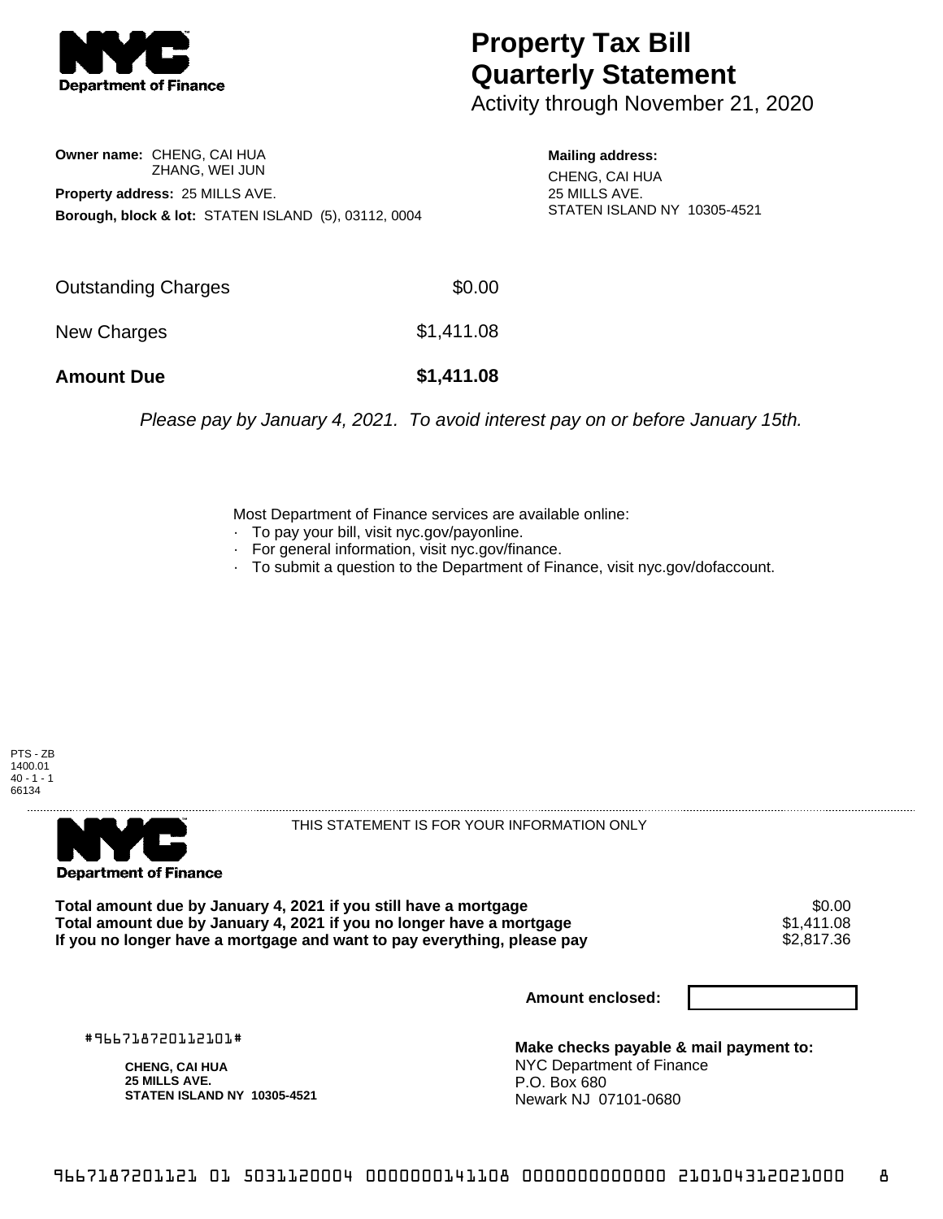# Property Tax Bill Quarterly Statement

Activity through November 21, 2020

**Owner name:** CHENG, CAI HUA
ZHANG, WEI JUN

**Property address:** 25 MILLS AVE.

**Borough, block & lot:** STATEN ISLAND (5), 03112, 0004

**Mailing address:**
CHENG, CAI HUA
25 MILLS AVE.
STATEN ISLAND NY 10305-4521

| | |
|---|---|
| Outstanding Charges | $0.00 |
| New Charges | $1,411.08 |
| **Amount Due** | **$1,411.08** |

*Please pay by January 4, 2021. To avoid interest pay on or before January 15th.*

Most Department of Finance services are available online:
- To pay your bill, visit nyc.gov/payonline.
- For general information, visit nyc.gov/finance.
- To submit a question to the Department of Finance, visit nyc.gov/dofaccount.

PTS - ZB
1400.01
40 - 1 - 1
66134

THIS STATEMENT IS FOR YOUR INFORMATION ONLY

| | |
|---|---|
| **Total amount due by January 4, 2021 if you still have a mortgage** | $0.00 |
| **Total amount due by January 4, 2021 if you no longer have a mortgage** | $1,411.08 |
| **If you no longer have a mortgage and want to pay everything, please pay** | $2,817.36 |

**Amount enclosed:**

#966718720112101#

**CHENG, CAI HUA**
**25 MILLS AVE.**
**STATEN ISLAND NY 10305-4521**

**Make checks payable & mail payment to:**
NYC Department of Finance
P.O. Box 680
Newark NJ 07101-0680

9667187201121 01 5031120004 0000000141108 0000000000000 210104312021000 8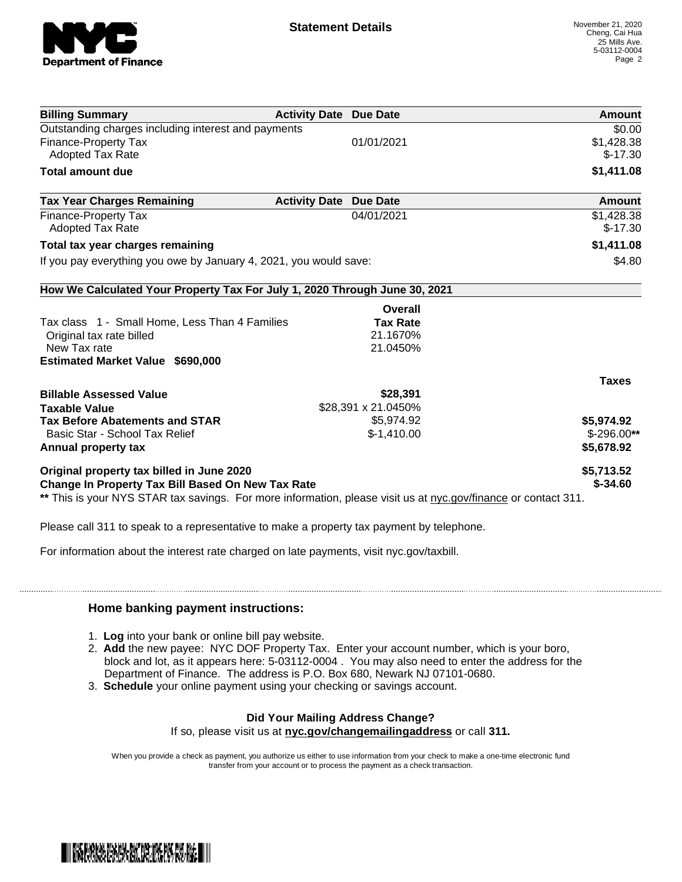**Statement Details**

November 21, 2020
Cheng, Cai Hua
25 Mills Ave.
5-03112-0004

| Billing Summary | Activity Date | Due Date | Amount |
| --- | --- | --- | --- |
| Outstanding charges including interest and payments | | | $0.00 |
| Finance-Property Tax | | 01/01/2021 | $1,428.38 |
| Adopted Tax Rate | | | $-17.30 |
| **Total amount due** | | | **$1,411.08** |

| Tax Year Charges Remaining | Activity Date | Due Date | Amount |
| --- | --- | --- | --- |
| Finance-Property Tax | | 04/01/2021 | $1,428.38 |
| Adopted Tax Rate | | | $-17.30 |
| **Total tax year charges remaining** | | | **$1,411.08** |
| If you pay everything you owe by January 4, 2021, you would save: | | | $4.80 |

**How We Calculated Your Property Tax For July 1, 2020 Through June 30, 2021**

| | Overall Tax Rate | Taxes |
| --- | --- | --- |
| Tax class 1 - Small Home, Less Than 4 Families | | |
| Original tax rate billed | 21.1670% | |
| New Tax rate | 21.0450% | |
| **Estimated Market Value $690,000** | | |
| **Billable Assessed Value** | **$28,391** | |
| **Taxable Value** | $28,391 x 21.0450% | |
| **Tax Before Abatements and STAR** | $5,974.92 | **$5,974.92** |
| Basic Star - School Tax Relief | $-1,410.00 | $-296.00** |
| **Annual property tax** | | **$5,678.92** |
| **Original property tax billed in June 2020** | | **$5,713.52** |
| **Change In Property Tax Bill Based On New Tax Rate** | | **$-34.60** |

** This is your NYS STAR tax savings. For more information, please visit us at nyc.gov/finance or contact 311.

Please call 311 to speak to a representative to make a property tax payment by telephone.

For information about the interest rate charged on late payments, visit nyc.gov/taxbill.

## Home banking payment instructions:

1. **Log** into your bank or online bill pay website.
2. **Add** the new payee: NYC DOF Property Tax. Enter your account number, which is your boro, block and lot, as it appears here: 5-03112-0004 . You may also need to enter the address for the Department of Finance. The address is P.O. Box 680, Newark NJ 07101-0680.
3. **Schedule** your online payment using your checking or savings account.

**Did Your Mailing Address Change?**

If so, please visit us at **nyc.gov/changemailingaddress** or call **311.**

When you provide a check as payment, you authorize us either to use information from your check to make a one-time electronic fund transfer from your account or to process the payment as a check transaction.